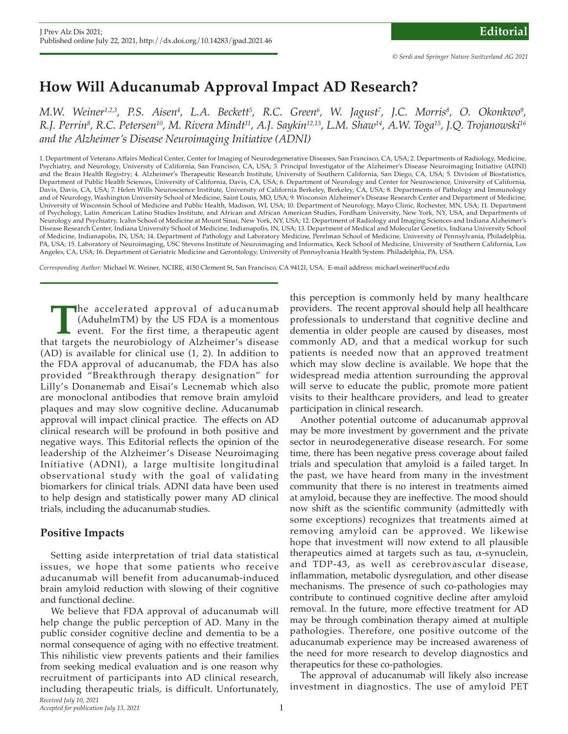# How Will Aducanumab Approval Impact AD Research?

*M.W. Weiner[1,2,3], P.S. Aisen[4], L.A. Beckett[5], R.C. Green[6], W. Jagust[7], J.C. Morris[8], O. Okonkwo[9], R.J. Perrin[8], R.C. Petersen[10], M. Rivera Mindt[11], A.J. Saykin[12,13], L.M. Shaw[14], A.W. Toga[15], J.Q. Trojanowski[16] and the Alzheimer's Disease Neuroimaging Initiative (ADNI)*

1. Department of Veterans Affairs Medical Center, Center for Imaging of Neurodegenerative Diseases, San Francisco, CA, USA; 2. Departments of Radiology, Medicine, Psychiatry, and Neurology, University of California, San Francisco, CA, USA; 3. Principal Investigator of the Alzheimer's Disease Neuroimaging Initiative (ADNI) and the Brain Health Registry; 4. Alzheimer's Therapeutic Research Institute, University of Southern California, San Diego, CA, USA; 5. Division of Biostatistics, Department of Public Health Sciences, University of California, Davis, CA, USA; 6. Department of Neurology and Center for Neuroscience, University of California, Davis, Davis, CA, USA; 7. Helen Wills Neuroscience Institute, University of California Berkeley, Berkeley, CA, USA; 8. Departments of Pathology and Immunology and of Neurology, Washington University School of Medicine, Saint Louis, MO, USA; 9. Wisconsin Alzheimer's Disease Research Center and Department of Medicine, University of Wisconsin School of Medicine and Public Health, Madison, WI, USA; 10. Department of Neurology, Mayo Clinic, Rochester, MN, USA; 11. Department of Psychology, Latin American Latino Studies Institute, and African and African American Studies, Fordham University, New York, NY, USA, and Departments of Neurology and Psychiatry, Icahn School of Medicine at Mount Sinai, New York, NY, USA; 12. Department of Radiology and Imaging Sciences and Indiana Alzheimer's Disease Research Center, Indiana University School of Medicine, Indianapolis, IN, USA; 13. Department of Medical and Molecular Genetics, Indiana University School of Medicine, Indianapolis, IN, USA; 14. Department of Pathology and Laboratory Medicine, Perelman School of Medicine, University of Pennsylvania, Philadelphia, PA, USA; 15. Laboratory of Neuroimaging, USC Stevens Institute of Neuroimaging and Informatics, Keck School of Medicine, University of Southern California, Los Angeles, CA, USA; 16. Department of Geriatric Medicine and Gerontology, University of Pennsylvania Health System. Philadelphia, PA, USA.

*Corresponding Author:* Michael W. Weiner, NCIRE, 4150 Clement St, San Francisco, CA 94121, USA. E-mail address: michael.weiner@ucsf.edu

The accelerated approval of aducanumab (AduhelmTM) by the US FDA is a momentous event. For the first time, a therapeutic agent that targets the neurobiology of Alzheimer's disease (AD) is available for clinical use (1, 2). In addition to the FDA approval of aducanumab, the FDA has also provided "Breakthrough therapy designation" for Lilly's Donanemab and Eisai's Lecnemab which also are monoclonal antibodies that remove brain amyloid plaques and may slow cognitive decline. Aducanumab approval will impact clinical practice. The effects on AD clinical research will be profound in both positive and negative ways. This Editorial reflects the opinion of the leadership of the Alzheimer's Disease Neuroimaging Initiative (ADNI), a large multisite longitudinal observational study with the goal of validating biomarkers for clinical trials. ADNI data have been used to help design and statistically power many AD clinical trials, including the aducanumab studies.

## Positive Impacts

Setting aside interpretation of trial data statistical issues, we hope that some patients who receive aducanumab will benefit from aducanumab-induced brain amyloid reduction with slowing of their cognitive and functional decline.

We believe that FDA approval of aducanumab will help change the public perception of AD. Many in the public consider cognitive decline and dementia to be a normal consequence of aging with no effective treatment. This nihilistic view prevents patients and their families from seeking medical evaluation and is one reason why recruitment of participants into AD clinical research, including therapeutic trials, is difficult. Unfortunately, this perception is commonly held by many healthcare providers. The recent approval should help all healthcare professionals to understand that cognitive decline and dementia in older people are caused by diseases, most commonly AD, and that a medical workup for such patients is needed now that an approved treatment which may slow decline is available. We hope that the widespread media attention surrounding the approval will serve to educate the public, promote more patient visits to their healthcare providers, and lead to greater participation in clinical research.

Another potential outcome of aducanumab approval may be more investment by government and the private sector in neurodegenerative disease research. For some time, there has been negative press coverage about failed trials and speculation that amyloid is a failed target. In the past, we have heard from many in the investment community that there is no interest in treatments aimed at amyloid, because they are ineffective. The mood should now shift as the scientific community (admittedly with some exceptions) recognizes that treatments aimed at removing amyloid can be approved. We likewise hope that investment will now extend to all plausible therapeutics aimed at targets such as tau, $\alpha$-synuclein, and TDP-43, as well as cerebrovascular disease, inflammation, metabolic dysregulation, and other disease mechanisms. The presence of such co-pathologies may contribute to continued cognitive decline after amyloid removal. In the future, more effective treatment for AD may be through combination therapy aimed at multiple pathologies. Therefore, one positive outcome of the aducanumab experience may be increased awareness of the need for more research to develop diagnostics and therapeutics for these co-pathologies.

The approval of aducanumab will likely also increase investment in diagnostics. The use of amyloid PET

*Received July 10, 2021*
*Accepted for publication July 13, 2021*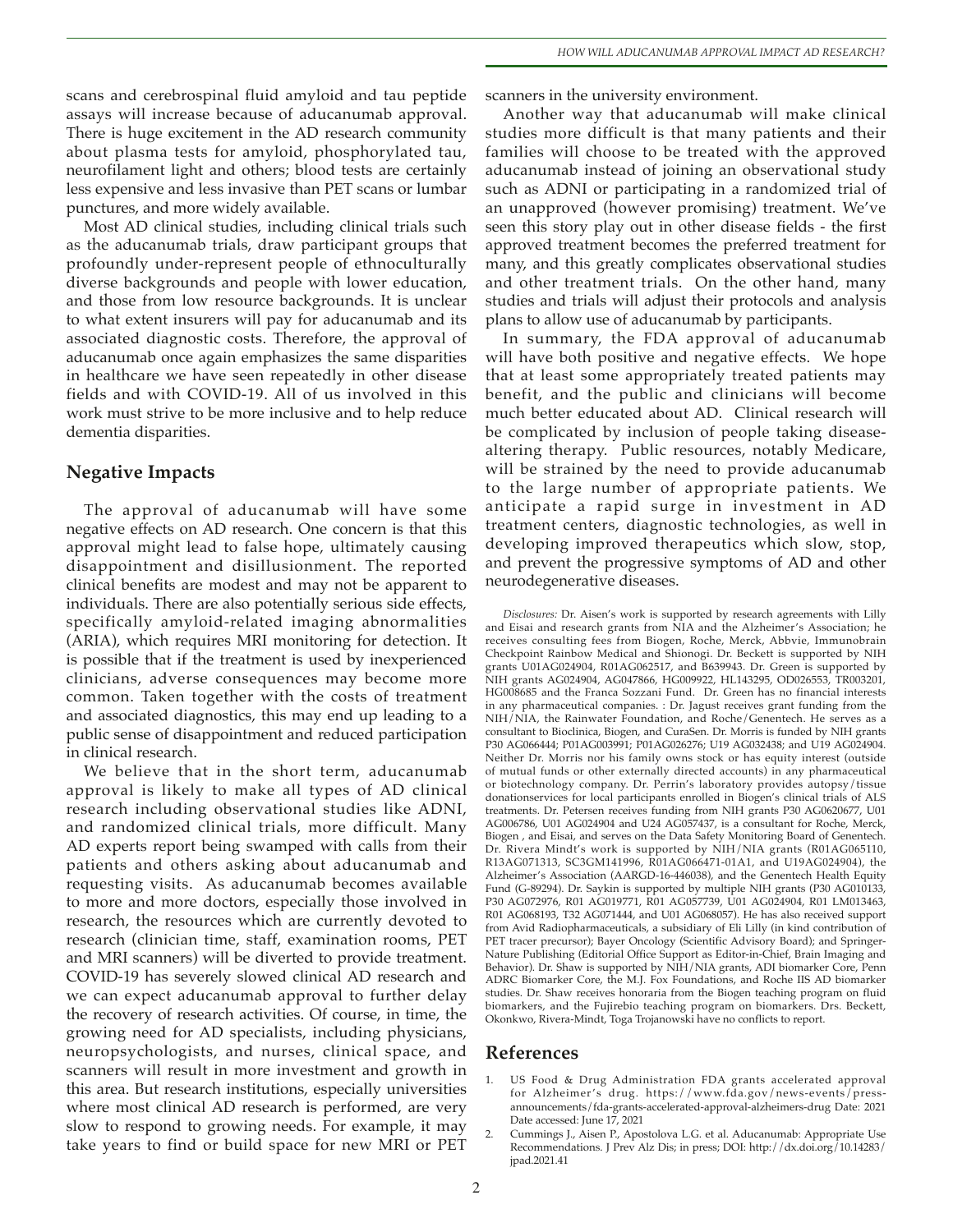scans and cerebrospinal fluid amyloid and tau peptide assays will increase because of aducanumab approval. There is huge excitement in the AD research community about plasma tests for amyloid, phosphorylated tau, neurofilament light and others; blood tests are certainly less expensive and less invasive than PET scans or lumbar punctures, and more widely available.

Most AD clinical studies, including clinical trials such as the aducanumab trials, draw participant groups that profoundly under-represent people of ethnoculturally diverse backgrounds and people with lower education, and those from low resource backgrounds. It is unclear to what extent insurers will pay for aducanumab and its associated diagnostic costs. Therefore, the approval of aducanumab once again emphasizes the same disparities in healthcare we have seen repeatedly in other disease fields and with COVID-19. All of us involved in this work must strive to be more inclusive and to help reduce dementia disparities.

## Negative Impacts

The approval of aducanumab will have some negative effects on AD research. One concern is that this approval might lead to false hope, ultimately causing disappointment and disillusionment. The reported clinical benefits are modest and may not be apparent to individuals. There are also potentially serious side effects, specifically amyloid-related imaging abnormalities (ARIA), which requires MRI monitoring for detection. It is possible that if the treatment is used by inexperienced clinicians, adverse consequences may become more common. Taken together with the costs of treatment and associated diagnostics, this may end up leading to a public sense of disappointment and reduced participation in clinical research.

We believe that in the short term, aducanumab approval is likely to make all types of AD clinical research including observational studies like ADNI, and randomized clinical trials, more difficult. Many AD experts report being swamped with calls from their patients and others asking about aducanumab and requesting visits. As aducanumab becomes available to more and more doctors, especially those involved in research, the resources which are currently devoted to research (clinician time, staff, examination rooms, PET and MRI scanners) will be diverted to provide treatment. COVID-19 has severely slowed clinical AD research and we can expect aducanumab approval to further delay the recovery of research activities. Of course, in time, the growing need for AD specialists, including physicians, neuropsychologists, and nurses, clinical space, and scanners will result in more investment and growth in this area. But research institutions, especially universities where most clinical AD research is performed, are very slow to respond to growing needs. For example, it may take years to find or build space for new MRI or PET scanners in the university environment.

Another way that aducanumab will make clinical studies more difficult is that many patients and their families will choose to be treated with the approved aducanumab instead of joining an observational study such as ADNI or participating in a randomized trial of an unapproved (however promising) treatment. We've seen this story play out in other disease fields - the first approved treatment becomes the preferred treatment for many, and this greatly complicates observational studies and other treatment trials. On the other hand, many studies and trials will adjust their protocols and analysis plans to allow use of aducanumab by participants.

In summary, the FDA approval of aducanumab will have both positive and negative effects. We hope that at least some appropriately treated patients may benefit, and the public and clinicians will become much better educated about AD. Clinical research will be complicated by inclusion of people taking disease-altering therapy. Public resources, notably Medicare, will be strained by the need to provide aducanumab to the large number of appropriate patients. We anticipate a rapid surge in investment in AD treatment centers, diagnostic technologies, as well in developing improved therapeutics which slow, stop, and prevent the progressive symptoms of AD and other neurodegenerative diseases.

*Disclosures:* Dr. Aisen's work is supported by research agreements with Lilly and Eisai and research grants from NIA and the Alzheimer's Association; he receives consulting fees from Biogen, Roche, Merck, Abbvie, Immunobrain Checkpoint Rainbow Medical and Shionogi. Dr. Beckett is supported by NIH grants U01AG024904, R01AG062517, and B639943. Dr. Green is supported by NIH grants AG024904, AG047866, HG009922, HL143295, OD026553, TR003201, HG008685 and the Franca Sozzani Fund. Dr. Green has no financial interests in any pharmaceutical companies. : Dr. Jagust receives grant funding from the NIH/NIA, the Rainwater Foundation, and Roche/Genentech. He serves as a consultant to Bioclinica, Biogen, and CuraSen. Dr. Morris is funded by NIH grants P30 AG066444; P01AG003991; P01AG026276; U19 AG032438; and U19 AG024904. Neither Dr. Morris nor his family owns stock or has equity interest (outside of mutual funds or other externally directed accounts) in any pharmaceutical or biotechnology company. Dr. Perrin's laboratory provides autopsy/tissue donationservices for local participants enrolled in Biogen's clinical trials of ALS treatments. Dr. Petersen receives funding from NIH grants P30 AG0620677, U01 AG006786, U01 AG024904 and U24 AG057437, is a consultant for Roche, Merck, Biogen , and Eisai, and serves on the Data Safety Monitoring Board of Genentech. Dr. Rivera Mindt's work is supported by NIH/NIA grants (R01AG065110, R13AG071313, SC3GM141996, R01AG066471-01A1, and U19AG024904), the Alzheimer's Association (AARGD-16-446038), and the Genentech Health Equity Fund (G-89294). Dr. Saykin is supported by multiple NIH grants (P30 AG010133, P30 AG072976, R01 AG019771, R01 AG057739, U01 AG024904, R01 LM013463, R01 AG068193, T32 AG071444, and U01 AG068057). He has also received support from Avid Radiopharmaceuticals, a subsidiary of Eli Lilly (in kind contribution of PET tracer precursor); Bayer Oncology (Scientific Advisory Board); and Springer-Nature Publishing (Editorial Office Support as Editor-in-Chief, Brain Imaging and Behavior). Dr. Shaw is supported by NIH/NIA grants, ADI biomarker Core, Penn ADRC Biomarker Core, the M.J. Fox Foundations, and Roche IIS AD biomarker studies. Dr. Shaw receives honoraria from the Biogen teaching program on fluid biomarkers, and the Fujirebio teaching program on biomarkers. Drs. Beckett, Okonkwo, Rivera-Mindt, Toga Trojanowski have no conflicts to report.

## References

1. US Food & Drug Administration FDA grants accelerated approval for Alzheimer's drug. https://www.fda.gov/news-events/press-announcements/fda-grants-accelerated-approval-alzheimers-drug Date: 2021 Date accessed: June 17, 2021
2. Cummings J., Aisen P., Apostolova L.G. et al. Aducanumab: Appropriate Use Recommendations. J Prev Alz Dis; in press; DOI: http://dx.doi.org/10.14283/jpad.2021.41